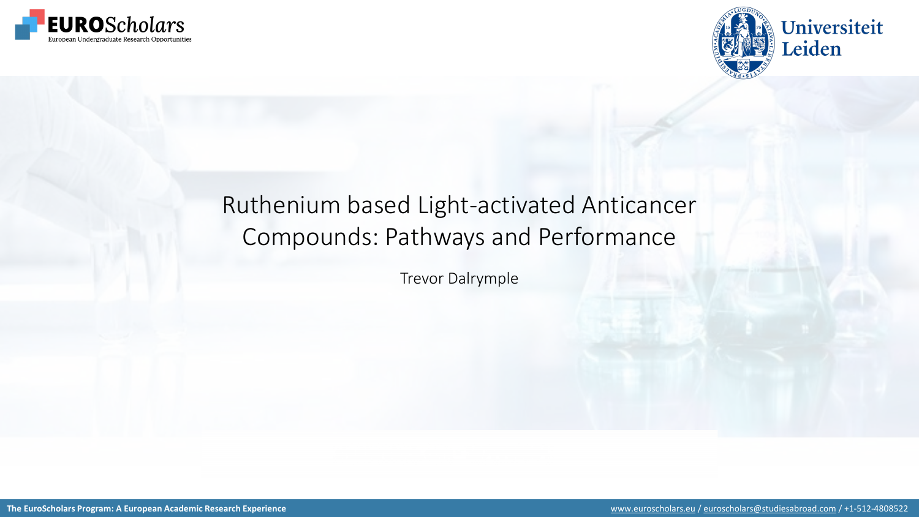# Ruthenium based Light-activated Anticancer Compounds: Pathways and Performance

Trevor Dalrymple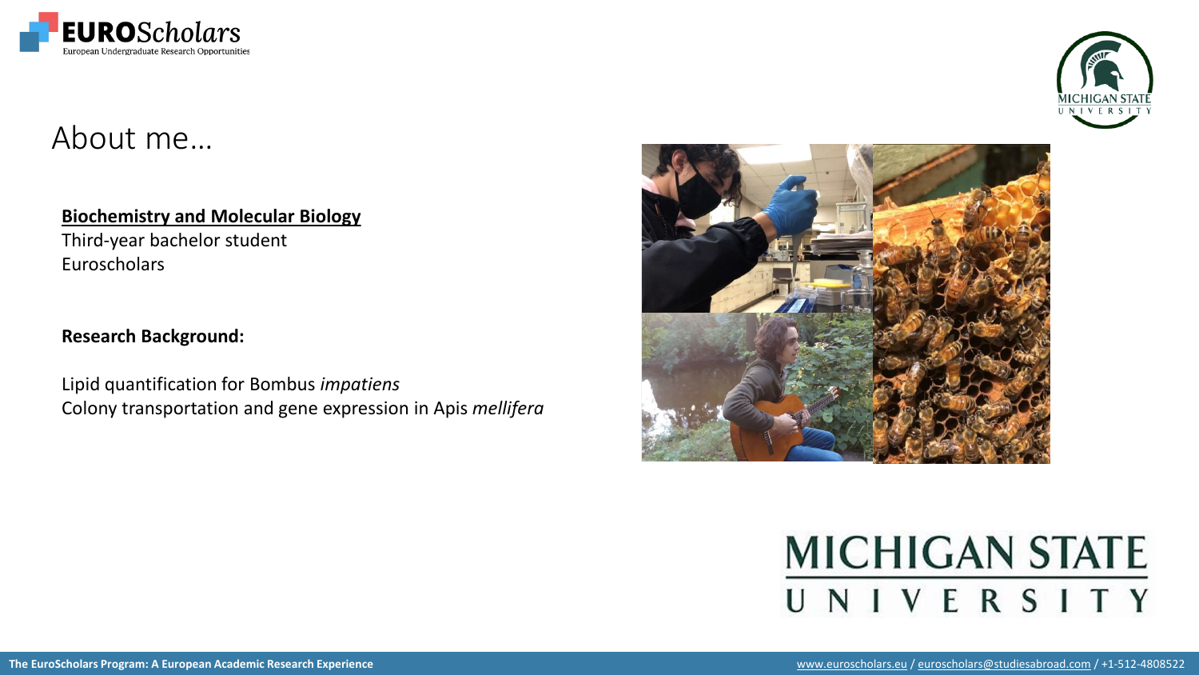# About me…

**Biochemistry and Molecular Biology**

Third-year bachelor student
Euroscholars

**Research Background:**

Lipid quantification for Bombus *impatiens*
Colony transportation and gene expression in Apis *mellifera*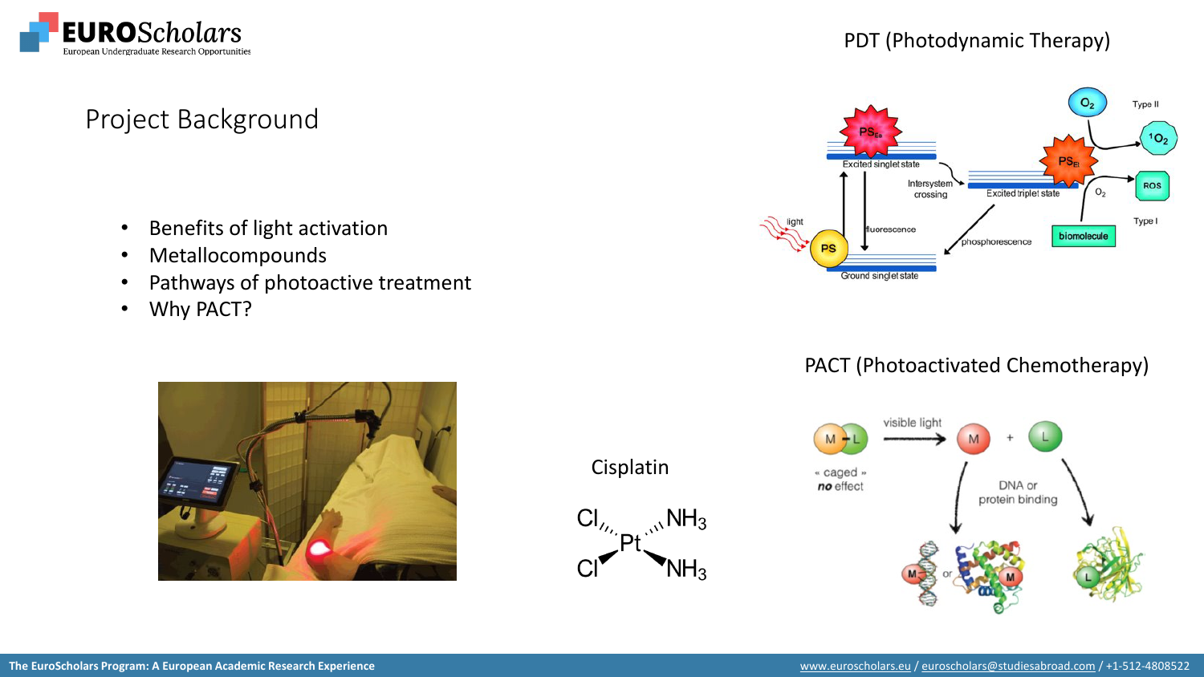# Project Background

- Benefits of light activation
- Metallocompounds
- Pathways of photoactive treatment
- Why PACT?

## PDT (Photodynamic Therapy)

## Cisplatin

## PACT (Photoactivated Chemotherapy)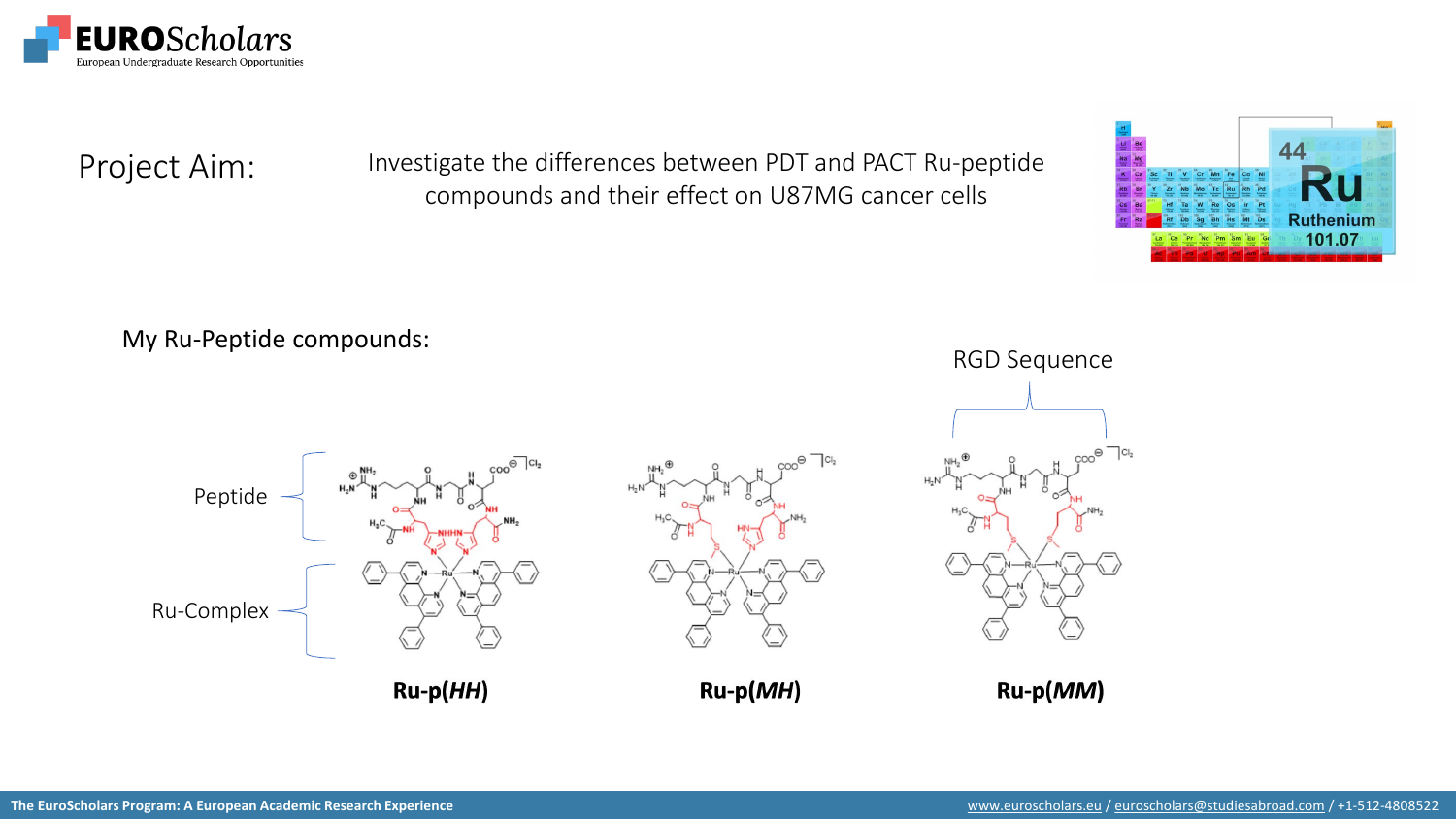Project Aim: Investigate the differences between PDT and PACT Ru-peptide compounds and their effect on U87MG cancer cells

My Ru-Peptide compounds:

Peptide

Ru-Complex

RGD Sequence

**Ru-p(*HH*)**

**Ru-p(*MH*)**

**Ru-p(*MM*)**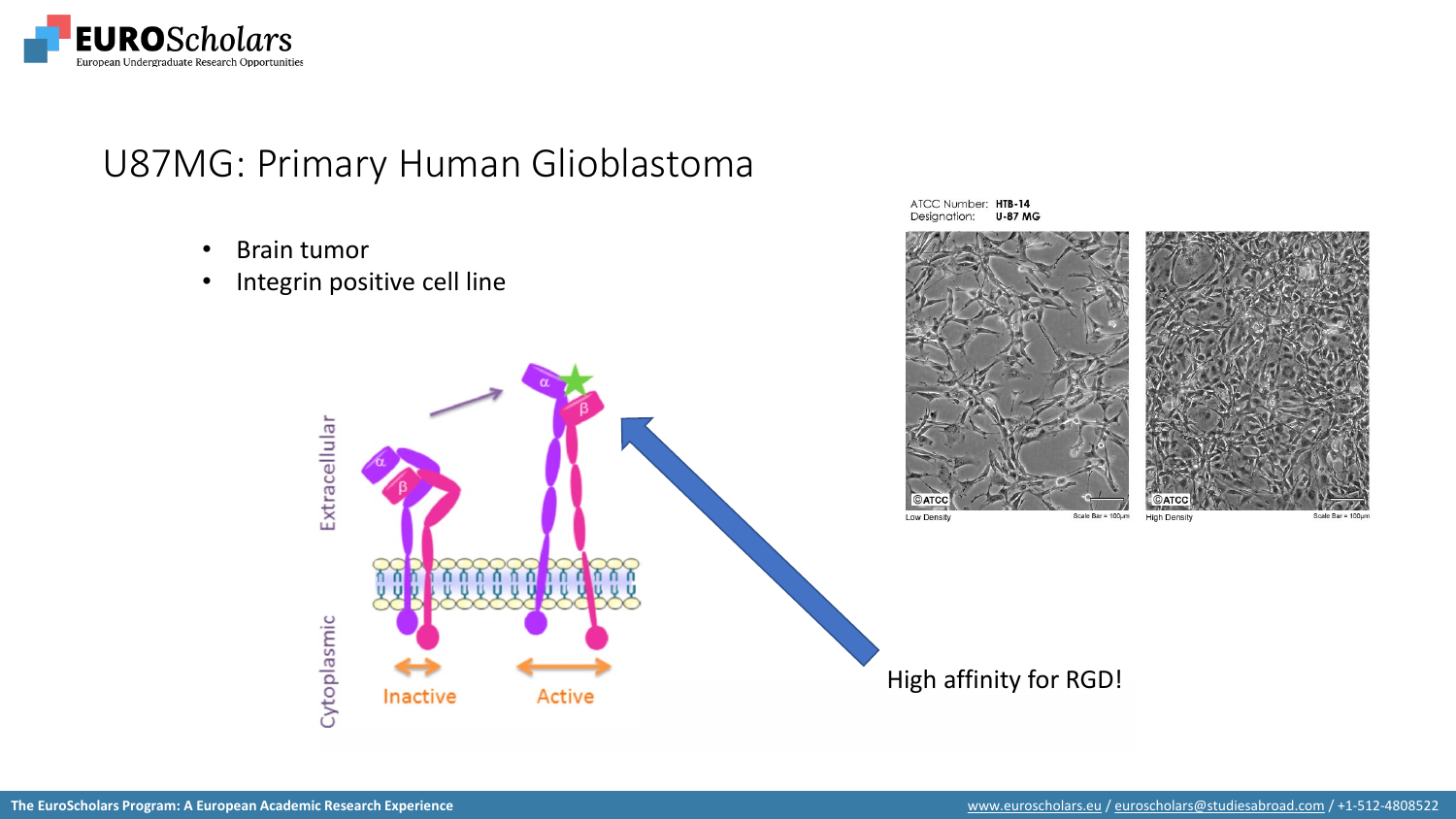# U87MG: Primary Human Glioblastoma

- Brain tumor
- Integrin positive cell line

High affinity for RGD!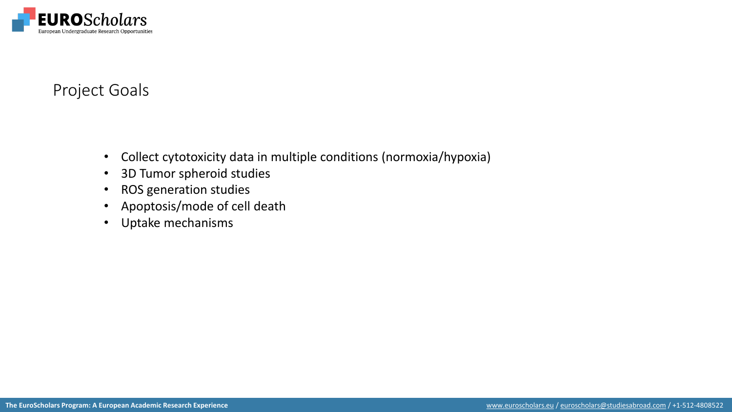## Project Goals

- Collect cytotoxicity data in multiple conditions (normoxia/hypoxia)
- 3D Tumor spheroid studies
- ROS generation studies
- Apoptosis/mode of cell death
- Uptake mechanisms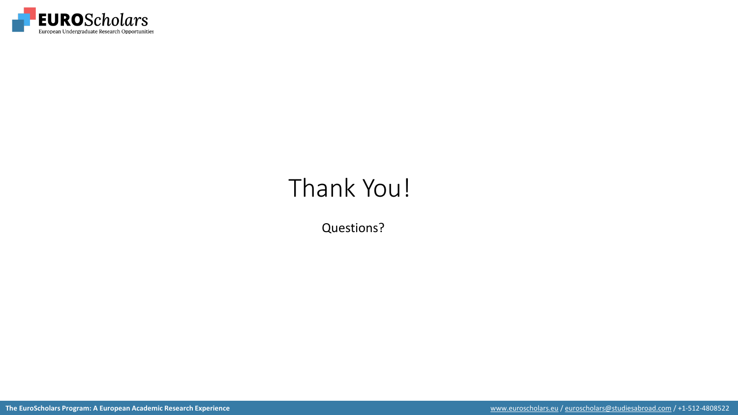# Thank You!

Questions?